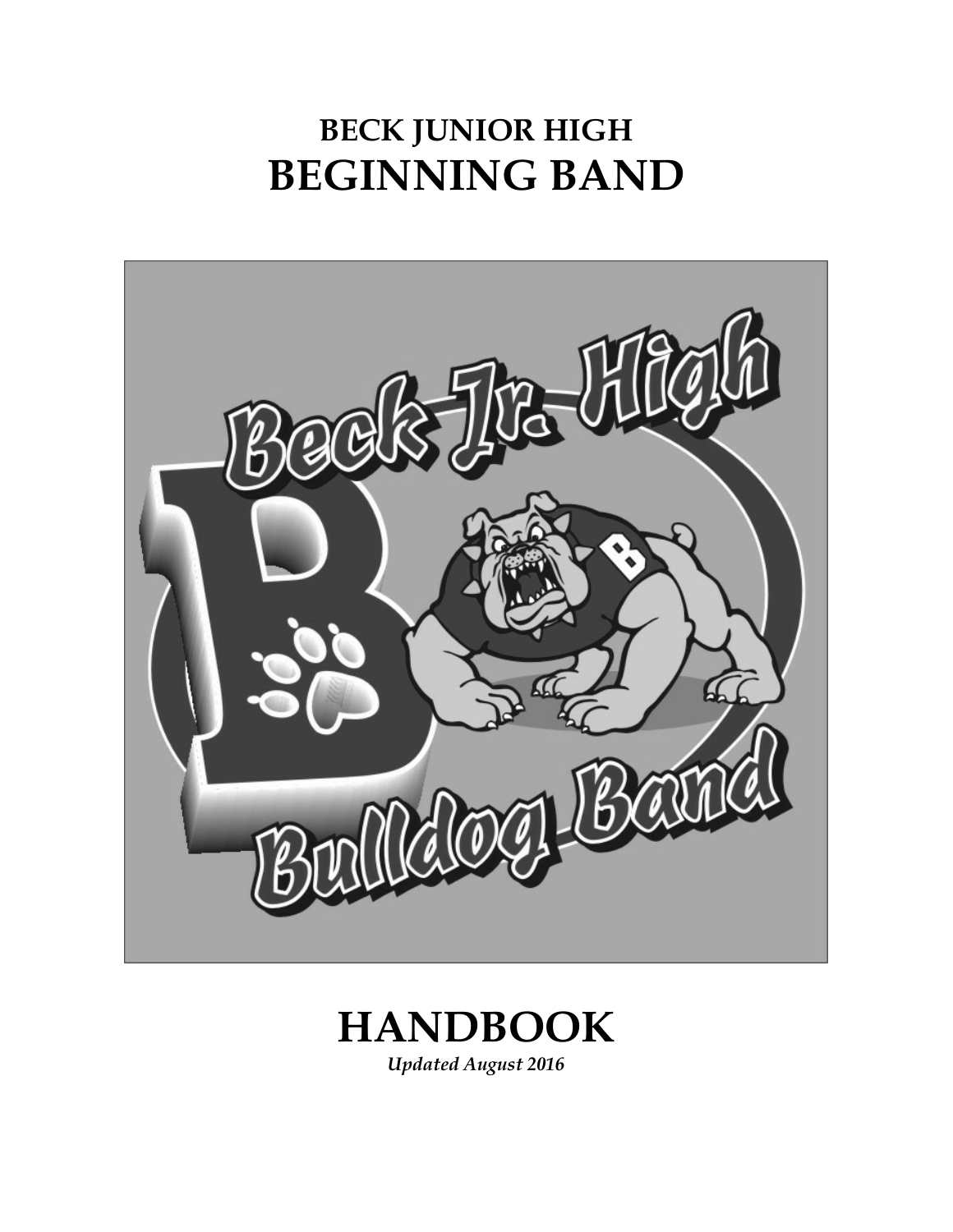# BECK JUNIOR HIGH
# BEGINNING BAND

# HANDBOOK

*Updated August 2016*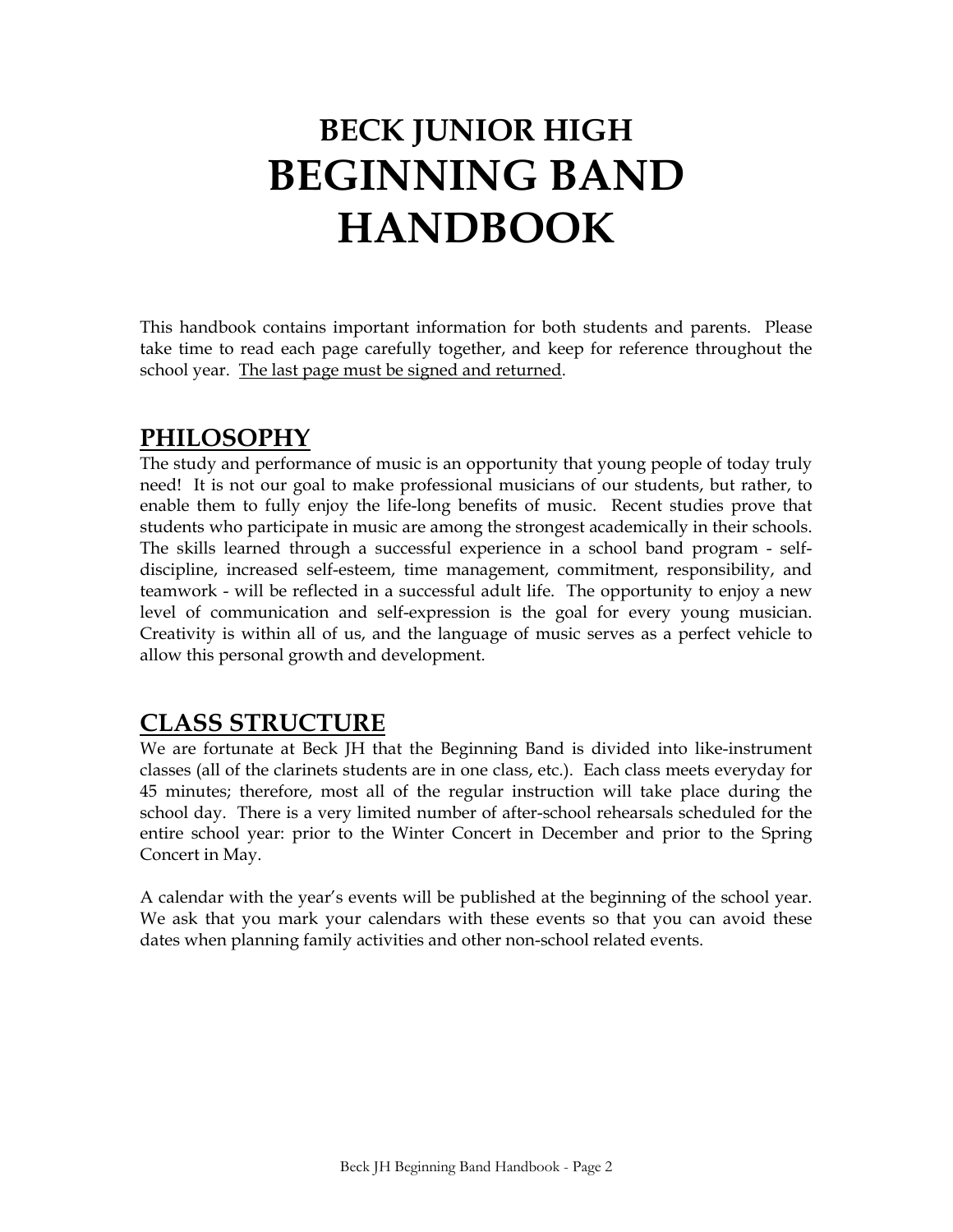# BECK JUNIOR HIGH
# BEGINNING BAND HANDBOOK

This handbook contains important information for both students and parents. Please take time to read each page carefully together, and keep for reference throughout the school year. <u>The last page must be signed and returned</u>.

## PHILOSOPHY

The study and performance of music is an opportunity that young people of today truly need! It is not our goal to make professional musicians of our students, but rather, to enable them to fully enjoy the life-long benefits of music. Recent studies prove that students who participate in music are among the strongest academically in their schools. The skills learned through a successful experience in a school band program - self-discipline, increased self-esteem, time management, commitment, responsibility, and teamwork - will be reflected in a successful adult life. The opportunity to enjoy a new level of communication and self-expression is the goal for every young musician. Creativity is within all of us, and the language of music serves as a perfect vehicle to allow this personal growth and development.

## CLASS STRUCTURE

We are fortunate at Beck JH that the Beginning Band is divided into like-instrument classes (all of the clarinets students are in one class, etc.). Each class meets everyday for 45 minutes; therefore, most all of the regular instruction will take place during the school day. There is a very limited number of after-school rehearsals scheduled for the entire school year: prior to the Winter Concert in December and prior to the Spring Concert in May.

A calendar with the year's events will be published at the beginning of the school year. We ask that you mark your calendars with these events so that you can avoid these dates when planning family activities and other non-school related events.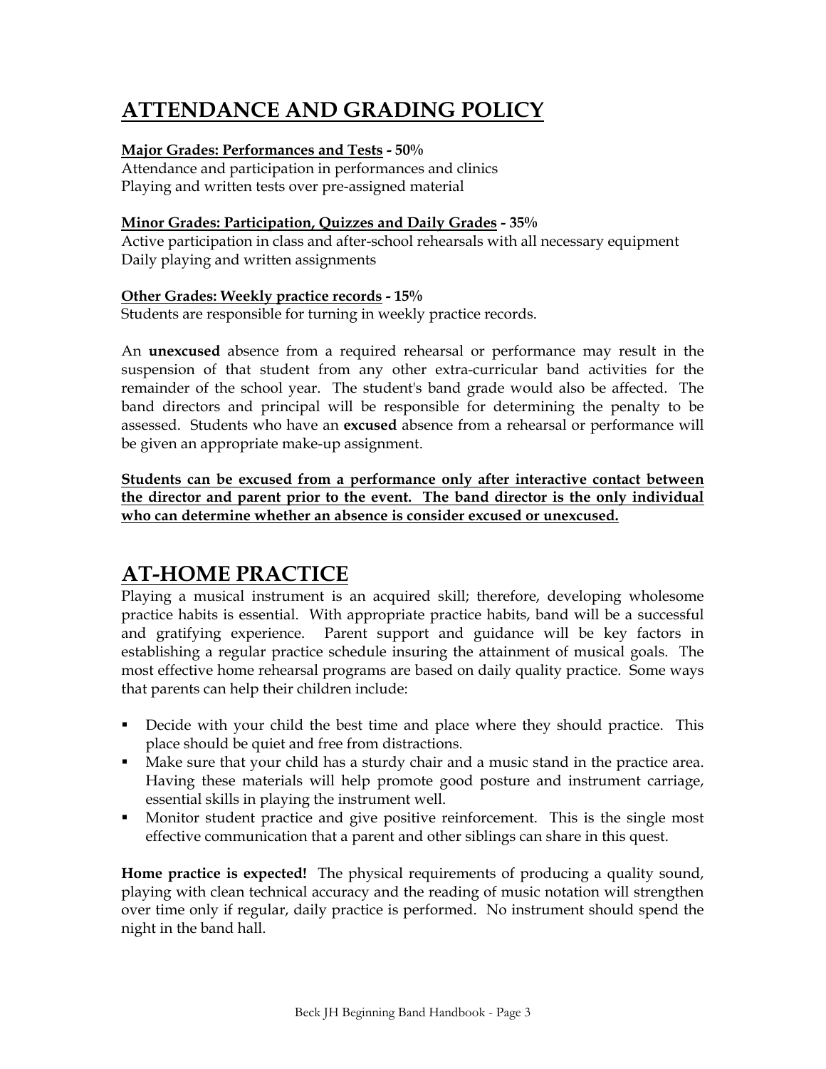# ATTENDANCE AND GRADING POLICY

**Major Grades: Performances and Tests - 50%**
Attendance and participation in performances and clinics
Playing and written tests over pre-assigned material

**Minor Grades: Participation, Quizzes and Daily Grades - 35%**
Active participation in class and after-school rehearsals with all necessary equipment
Daily playing and written assignments

**Other Grades: Weekly practice records - 15%**
Students are responsible for turning in weekly practice records.

An **unexcused** absence from a required rehearsal or performance may result in the suspension of that student from any other extra-curricular band activities for the remainder of the school year. The student's band grade would also be affected. The band directors and principal will be responsible for determining the penalty to be assessed. Students who have an **excused** absence from a rehearsal or performance will be given an appropriate make-up assignment.

**Students can be excused from a performance only after interactive contact between the director and parent prior to the event. The band director is the only individual who can determine whether an absence is consider excused or unexcused.**

# AT-HOME PRACTICE

Playing a musical instrument is an acquired skill; therefore, developing wholesome practice habits is essential. With appropriate practice habits, band will be a successful and gratifying experience. Parent support and guidance will be key factors in establishing a regular practice schedule insuring the attainment of musical goals. The most effective home rehearsal programs are based on daily quality practice. Some ways that parents can help their children include:

- Decide with your child the best time and place where they should practice. This place should be quiet and free from distractions.
- Make sure that your child has a sturdy chair and a music stand in the practice area. Having these materials will help promote good posture and instrument carriage, essential skills in playing the instrument well.
- Monitor student practice and give positive reinforcement. This is the single most effective communication that a parent and other siblings can share in this quest.

**Home practice is expected!** The physical requirements of producing a quality sound, playing with clean technical accuracy and the reading of music notation will strengthen over time only if regular, daily practice is performed. No instrument should spend the night in the band hall.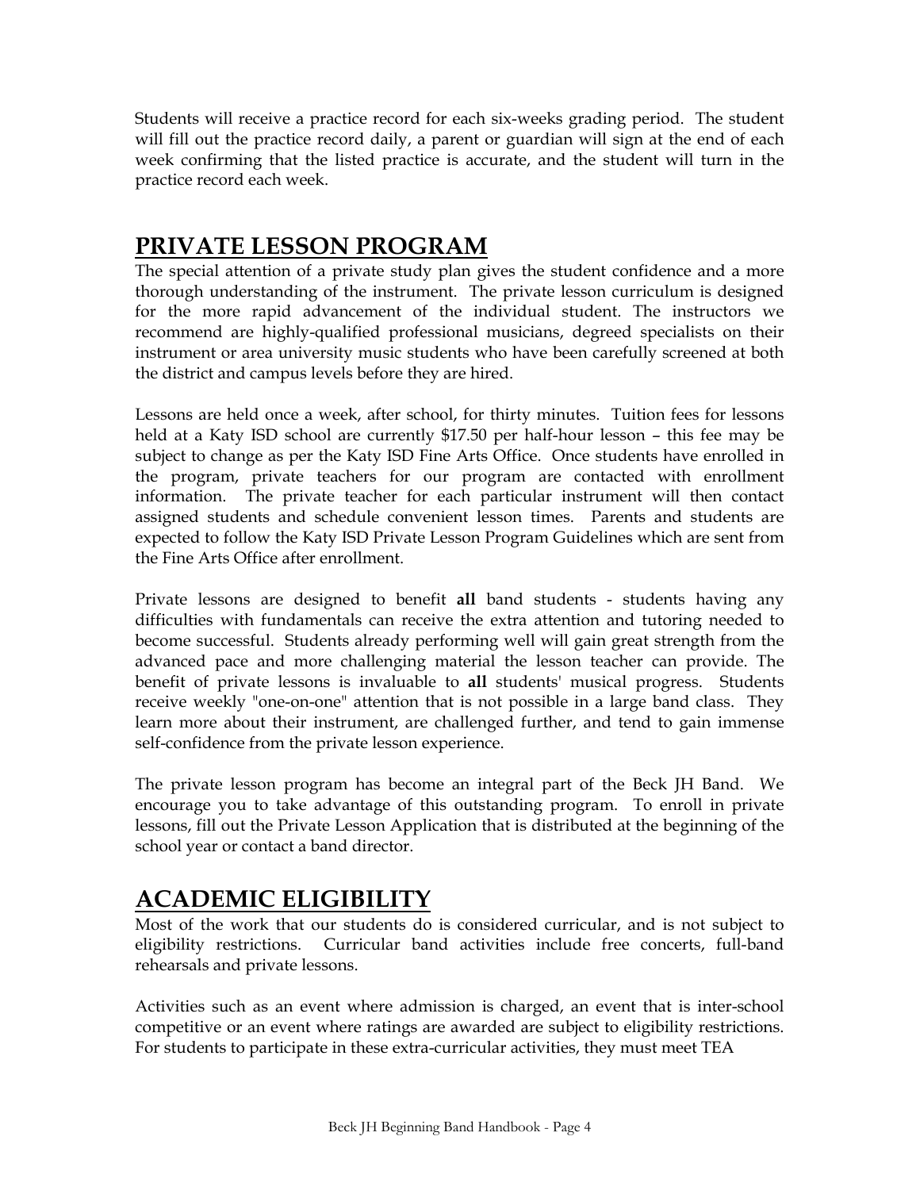Students will receive a practice record for each six-weeks grading period. The student will fill out the practice record daily, a parent or guardian will sign at the end of each week confirming that the listed practice is accurate, and the student will turn in the practice record each week.

## PRIVATE LESSON PROGRAM

The special attention of a private study plan gives the student confidence and a more thorough understanding of the instrument. The private lesson curriculum is designed for the more rapid advancement of the individual student. The instructors we recommend are highly-qualified professional musicians, degreed specialists on their instrument or area university music students who have been carefully screened at both the district and campus levels before they are hired.

Lessons are held once a week, after school, for thirty minutes. Tuition fees for lessons held at a Katy ISD school are currently $17.50 per half-hour lesson – this fee may be subject to change as per the Katy ISD Fine Arts Office. Once students have enrolled in the program, private teachers for our program are contacted with enrollment information. The private teacher for each particular instrument will then contact assigned students and schedule convenient lesson times. Parents and students are expected to follow the Katy ISD Private Lesson Program Guidelines which are sent from the Fine Arts Office after enrollment.

Private lessons are designed to benefit **all** band students - students having any difficulties with fundamentals can receive the extra attention and tutoring needed to become successful. Students already performing well will gain great strength from the advanced pace and more challenging material the lesson teacher can provide. The benefit of private lessons is invaluable to **all** students' musical progress. Students receive weekly "one-on-one" attention that is not possible in a large band class. They learn more about their instrument, are challenged further, and tend to gain immense self-confidence from the private lesson experience.

The private lesson program has become an integral part of the Beck JH Band. We encourage you to take advantage of this outstanding program. To enroll in private lessons, fill out the Private Lesson Application that is distributed at the beginning of the school year or contact a band director.

## ACADEMIC ELIGIBILITY

Most of the work that our students do is considered curricular, and is not subject to eligibility restrictions. Curricular band activities include free concerts, full-band rehearsals and private lessons.

Activities such as an event where admission is charged, an event that is inter-school competitive or an event where ratings are awarded are subject to eligibility restrictions. For students to participate in these extra-curricular activities, they must meet TEA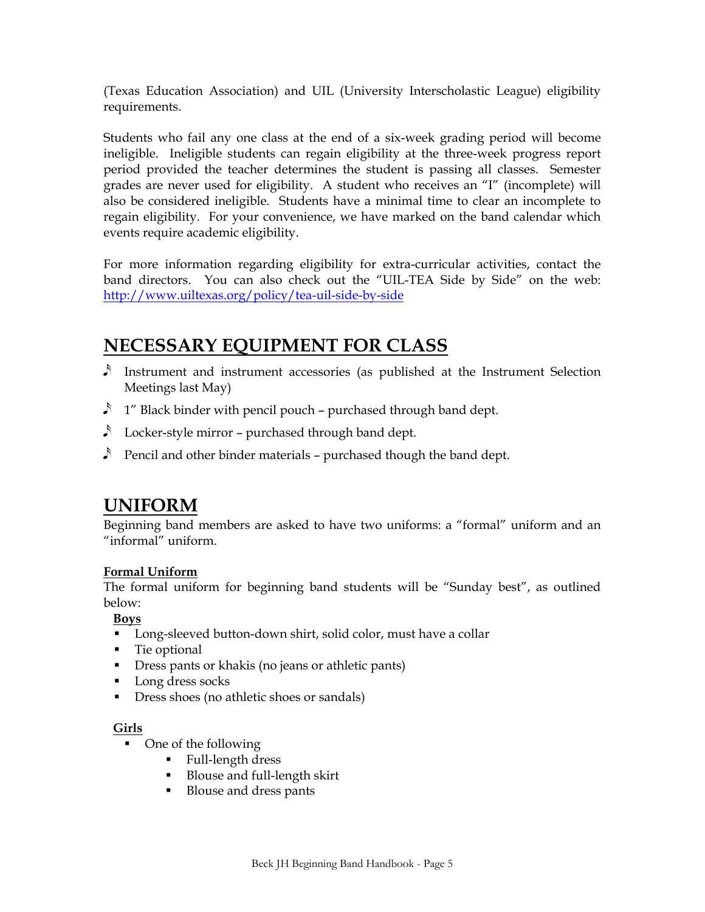(Texas Education Association) and UIL (University Interscholastic League) eligibility requirements.

Students who fail any one class at the end of a six-week grading period will become ineligible. Ineligible students can regain eligibility at the three-week progress report period provided the teacher determines the student is passing all classes. Semester grades are never used for eligibility. A student who receives an "I" (incomplete) will also be considered ineligible. Students have a minimal time to clear an incomplete to regain eligibility. For your convenience, we have marked on the band calendar which events require academic eligibility.

For more information regarding eligibility for extra-curricular activities, contact the band directors. You can also check out the "UIL-TEA Side by Side" on the web: [http://www.uiltexas.org/policy/tea-uil-side-by-side](http://www.uiltexas.org/policy/tea-uil-side-by-side)

## NECESSARY EQUIPMENT FOR CLASS

- Instrument and instrument accessories (as published at the Instrument Selection Meetings last May)
- 1" Black binder with pencil pouch – purchased through band dept.
- Locker-style mirror – purchased through band dept.
- Pencil and other binder materials – purchased though the band dept.

## UNIFORM

Beginning band members are asked to have two uniforms: a "formal" uniform and an "informal" uniform.

### Formal Uniform

The formal uniform for beginning band students will be "Sunday best", as outlined below:

**Boys**

- Long-sleeved button-down shirt, solid color, must have a collar
- Tie optional
- Dress pants or khakis (no jeans or athletic pants)
- Long dress socks
- Dress shoes (no athletic shoes or sandals)

**Girls**

- One of the following
  - Full-length dress
  - Blouse and full-length skirt
  - Blouse and dress pants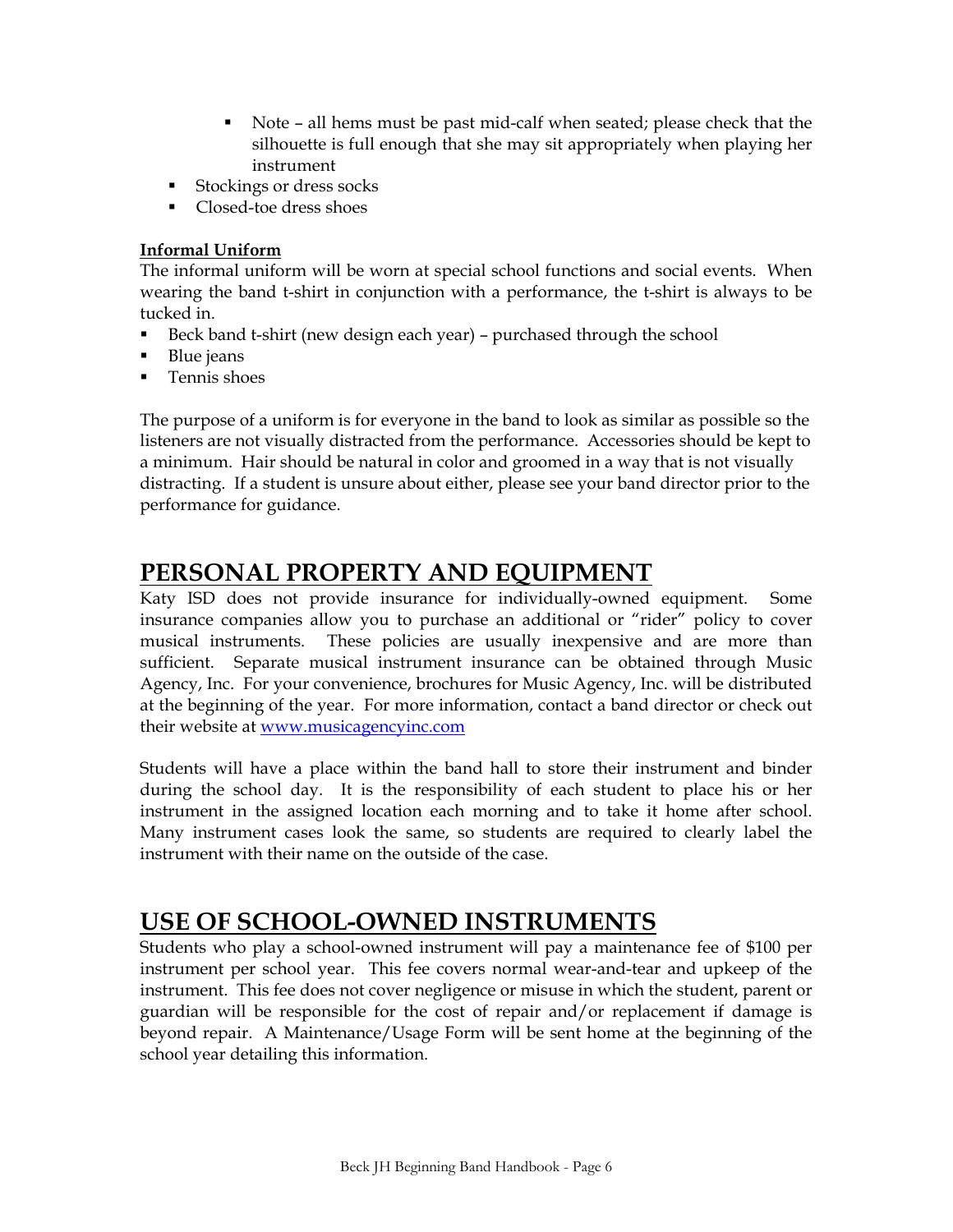- Note – all hems must be past mid-calf when seated; please check that the silhouette is full enough that she may sit appropriately when playing her instrument
  - Stockings or dress socks
  - Closed-toe dress shoes

**Informal Uniform**

The informal uniform will be worn at special school functions and social events. When wearing the band t-shirt in conjunction with a performance, the t-shirt is always to be tucked in.

- Beck band t-shirt (new design each year) – purchased through the school
- Blue jeans
- Tennis shoes

The purpose of a uniform is for everyone in the band to look as similar as possible so the listeners are not visually distracted from the performance. Accessories should be kept to a minimum. Hair should be natural in color and groomed in a way that is not visually distracting. If a student is unsure about either, please see your band director prior to the performance for guidance.

# PERSONAL PROPERTY AND EQUIPMENT

Katy ISD does not provide insurance for individually-owned equipment. Some insurance companies allow you to purchase an additional or "rider" policy to cover musical instruments. These policies are usually inexpensive and are more than sufficient. Separate musical instrument insurance can be obtained through Music Agency, Inc. For your convenience, brochures for Music Agency, Inc. will be distributed at the beginning of the year. For more information, contact a band director or check out their website at www.musicagencyinc.com

Students will have a place within the band hall to store their instrument and binder during the school day. It is the responsibility of each student to place his or her instrument in the assigned location each morning and to take it home after school. Many instrument cases look the same, so students are required to clearly label the instrument with their name on the outside of the case.

# USE OF SCHOOL-OWNED INSTRUMENTS

Students who play a school-owned instrument will pay a maintenance fee of $100 per instrument per school year. This fee covers normal wear-and-tear and upkeep of the instrument. This fee does not cover negligence or misuse in which the student, parent or guardian will be responsible for the cost of repair and/or replacement if damage is beyond repair. A Maintenance/Usage Form will be sent home at the beginning of the school year detailing this information.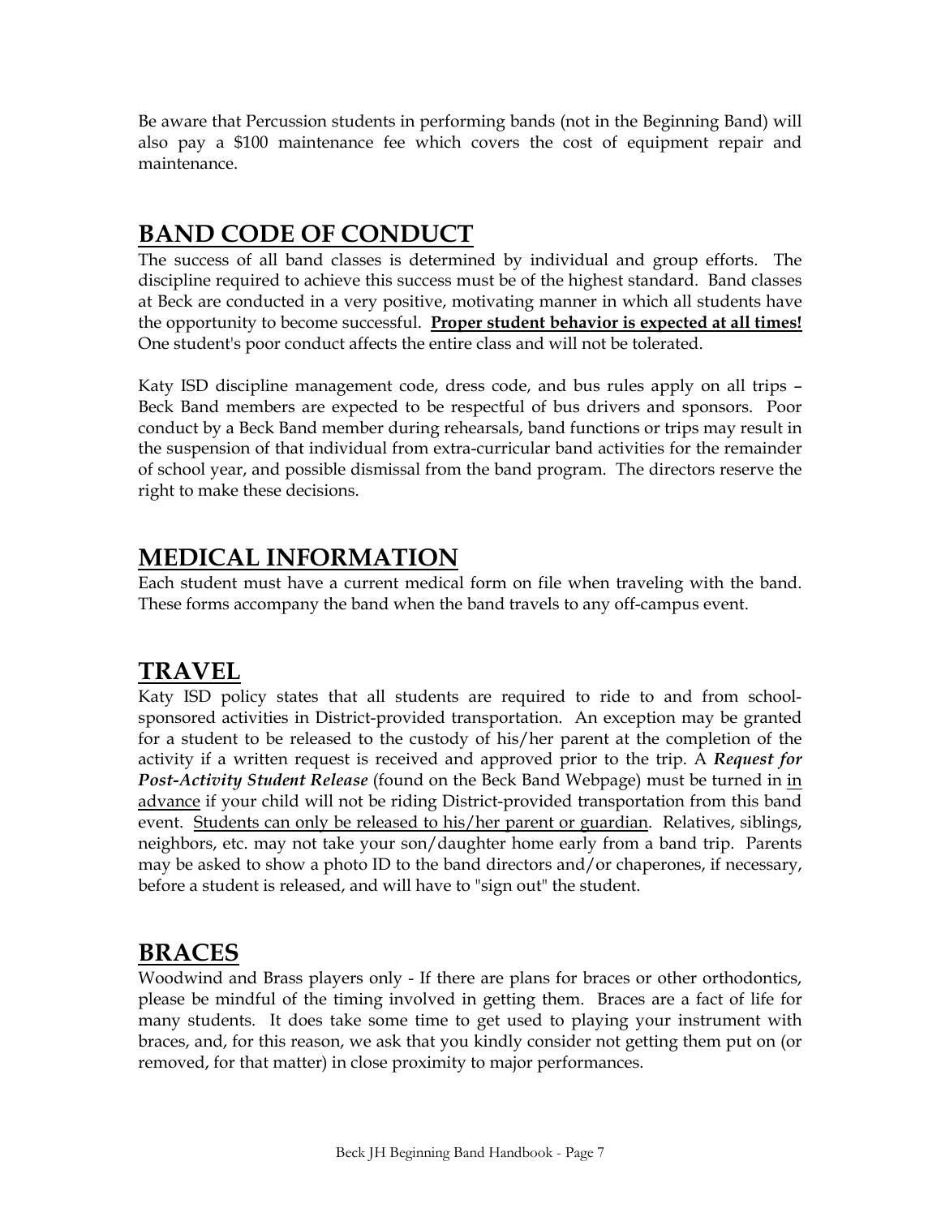Be aware that Percussion students in performing bands (not in the Beginning Band) will also pay a $100 maintenance fee which covers the cost of equipment repair and maintenance.

## BAND CODE OF CONDUCT

The success of all band classes is determined by individual and group efforts. The discipline required to achieve this success must be of the highest standard. Band classes at Beck are conducted in a very positive, motivating manner in which all students have the opportunity to become successful. <u>**Proper student behavior is expected at all times!**</u> One student's poor conduct affects the entire class and will not be tolerated.

Katy ISD discipline management code, dress code, and bus rules apply on all trips – Beck Band members are expected to be respectful of bus drivers and sponsors. Poor conduct by a Beck Band member during rehearsals, band functions or trips may result in the suspension of that individual from extra-curricular band activities for the remainder of school year, and possible dismissal from the band program. The directors reserve the right to make these decisions.

## MEDICAL INFORMATION

Each student must have a current medical form on file when traveling with the band. These forms accompany the band when the band travels to any off-campus event.

## TRAVEL

Katy ISD policy states that all students are required to ride to and from school-sponsored activities in District-provided transportation. An exception may be granted for a student to be released to the custody of his/her parent at the completion of the activity if a written request is received and approved prior to the trip. A ***Request for Post-Activity Student Release*** (found on the Beck Band Webpage) must be turned in <u>in advance</u> if your child will not be riding District-provided transportation from this band event. <u>Students can only be released to his/her parent or guardian</u>. Relatives, siblings, neighbors, etc. may not take your son/daughter home early from a band trip. Parents may be asked to show a photo ID to the band directors and/or chaperones, if necessary, before a student is released, and will have to "sign out" the student.

## BRACES

Woodwind and Brass players only - If there are plans for braces or other orthodontics, please be mindful of the timing involved in getting them. Braces are a fact of life for many students. It does take some time to get used to playing your instrument with braces, and, for this reason, we ask that you kindly consider not getting them put on (or removed, for that matter) in close proximity to major performances.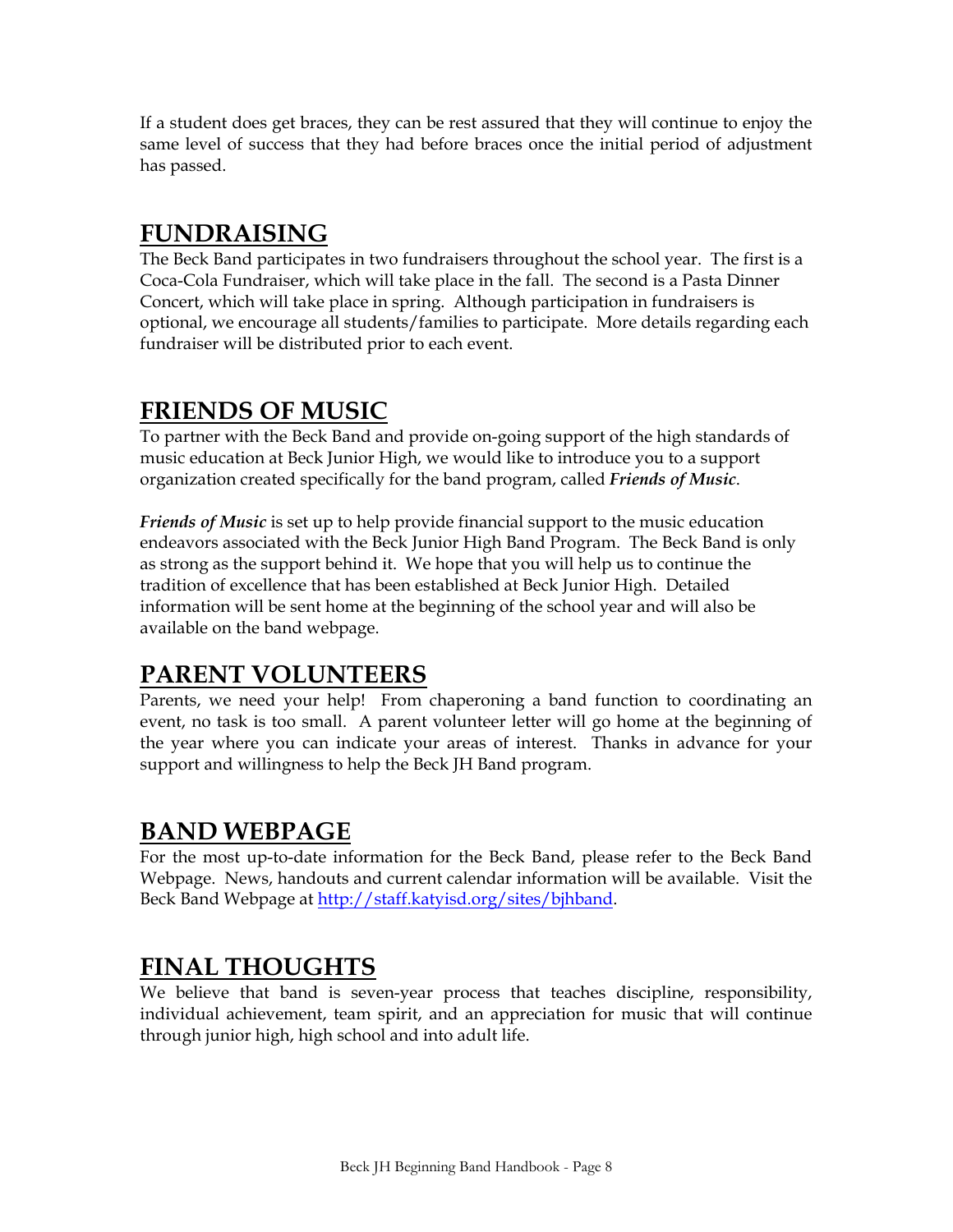If a student does get braces, they can be rest assured that they will continue to enjoy the same level of success that they had before braces once the initial period of adjustment has passed.

## FUNDRAISING

The Beck Band participates in two fundraisers throughout the school year. The first is a Coca-Cola Fundraiser, which will take place in the fall. The second is a Pasta Dinner Concert, which will take place in spring. Although participation in fundraisers is optional, we encourage all students/families to participate. More details regarding each fundraiser will be distributed prior to each event.

## FRIENDS OF MUSIC

To partner with the Beck Band and provide on-going support of the high standards of music education at Beck Junior High, we would like to introduce you to a support organization created specifically for the band program, called ***Friends of Music***.

***Friends of Music*** is set up to help provide financial support to the music education endeavors associated with the Beck Junior High Band Program. The Beck Band is only as strong as the support behind it. We hope that you will help us to continue the tradition of excellence that has been established at Beck Junior High. Detailed information will be sent home at the beginning of the school year and will also be available on the band webpage.

## PARENT VOLUNTEERS

Parents, we need your help! From chaperoning a band function to coordinating an event, no task is too small. A parent volunteer letter will go home at the beginning of the year where you can indicate your areas of interest. Thanks in advance for your support and willingness to help the Beck JH Band program.

## BAND WEBPAGE

For the most up-to-date information for the Beck Band, please refer to the Beck Band Webpage. News, handouts and current calendar information will be available. Visit the Beck Band Webpage at [http://staff.katyisd.org/sites/bjhband](http://staff.katyisd.org/sites/bjhband).

## FINAL THOUGHTS

We believe that band is seven-year process that teaches discipline, responsibility, individual achievement, team spirit, and an appreciation for music that will continue through junior high, high school and into adult life.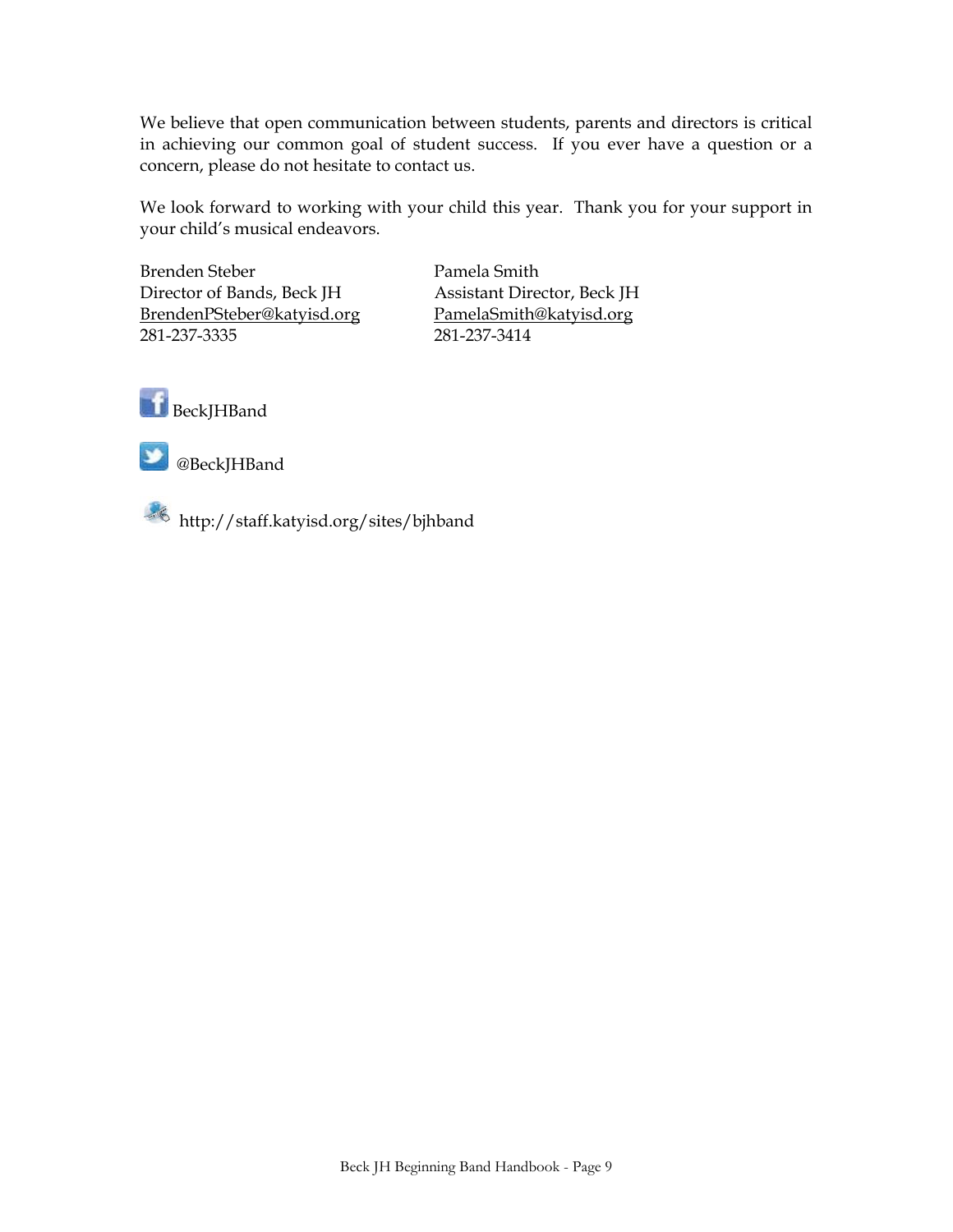We believe that open communication between students, parents and directors is critical in achieving our common goal of student success. If you ever have a question or a concern, please do not hesitate to contact us.

We look forward to working with your child this year. Thank you for your support in your child's musical endeavors.

Brenden Steber
Director of Bands, Beck JH
BrendenPSteber@katyisd.org
281-237-3335

Pamela Smith
Assistant Director, Beck JH
PamelaSmith@katyisd.org
281-237-3414

BeckJHBand

@BeckJHBand

http://staff.katyisd.org/sites/bjhband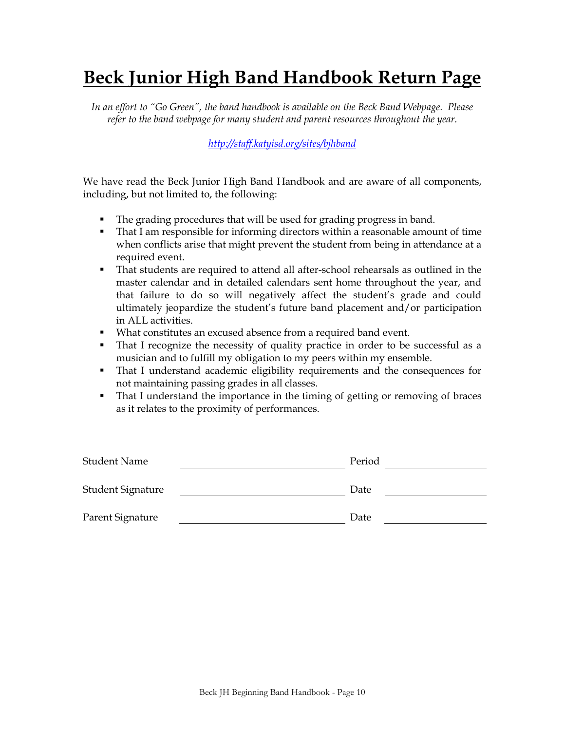# Beck Junior High Band Handbook Return Page

*In an effort to "Go Green", the band handbook is available on the Beck Band Webpage. Please refer to the band webpage for many student and parent resources throughout the year.*

*http://staff.katyisd.org/sites/bjhband*

We have read the Beck Junior High Band Handbook and are aware of all components, including, but not limited to, the following:

- The grading procedures that will be used for grading progress in band.
- That I am responsible for informing directors within a reasonable amount of time when conflicts arise that might prevent the student from being in attendance at a required event.
- That students are required to attend all after-school rehearsals as outlined in the master calendar and in detailed calendars sent home throughout the year, and that failure to do so will negatively affect the student's grade and could ultimately jeopardize the student's future band placement and/or participation in ALL activities.
- What constitutes an excused absence from a required band event.
- That I recognize the necessity of quality practice in order to be successful as a musician and to fulfill my obligation to my peers within my ensemble.
- That I understand academic eligibility requirements and the consequences for not maintaining passing grades in all classes.
- That I understand the importance in the timing of getting or removing of braces as it relates to the proximity of performances.

Student Name \_\_\_\_\_\_\_\_\_\_\_\_\_\_\_\_\_\_\_\_\_\_\_\_\_\_\_\_ Period \_\_\_\_\_\_\_\_\_\_\_\_\_\_\_\_

Student Signature \_\_\_\_\_\_\_\_\_\_\_\_\_\_\_\_\_\_\_\_\_\_\_\_\_\_\_\_ Date \_\_\_\_\_\_\_\_\_\_\_\_\_\_\_\_

Parent Signature \_\_\_\_\_\_\_\_\_\_\_\_\_\_\_\_\_\_\_\_\_\_\_\_\_\_\_\_ Date \_\_\_\_\_\_\_\_\_\_\_\_\_\_\_\_